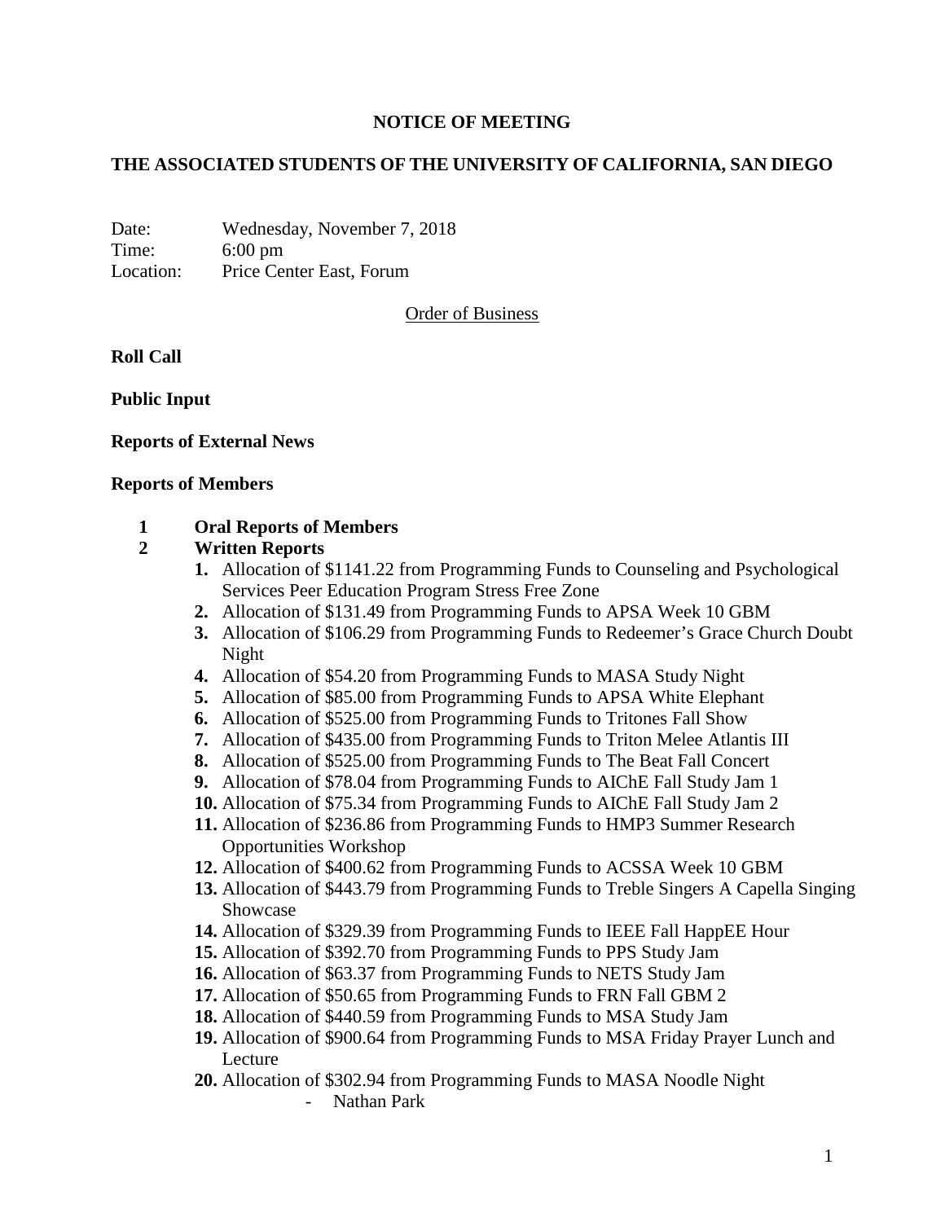# NOTICE OF MEETING

## THE ASSOCIATED STUDENTS OF THE UNIVERSITY OF CALIFORNIA, SAN DIEGO

Date: Wednesday, November 7, 2018
Time: 6:00 pm
Location: Price Center East, Forum

Order of Business

**Roll Call**

**Public Input**

**Reports of External News**

**Reports of Members**

**1 Oral Reports of Members**

**2 Written Reports**

1. Allocation of $1141.22 from Programming Funds to Counseling and Psychological Services Peer Education Program Stress Free Zone
2. Allocation of $131.49 from Programming Funds to APSA Week 10 GBM
3. Allocation of $106.29 from Programming Funds to Redeemer's Grace Church Doubt Night
4. Allocation of $54.20 from Programming Funds to MASA Study Night
5. Allocation of $85.00 from Programming Funds to APSA White Elephant
6. Allocation of $525.00 from Programming Funds to Tritones Fall Show
7. Allocation of $435.00 from Programming Funds to Triton Melee Atlantis III
8. Allocation of $525.00 from Programming Funds to The Beat Fall Concert
9. Allocation of $78.04 from Programming Funds to AIChE Fall Study Jam 1
10. Allocation of $75.34 from Programming Funds to AIChE Fall Study Jam 2
11. Allocation of $236.86 from Programming Funds to HMP3 Summer Research Opportunities Workshop
12. Allocation of $400.62 from Programming Funds to ACSSA Week 10 GBM
13. Allocation of $443.79 from Programming Funds to Treble Singers A Capella Singing Showcase
14. Allocation of $329.39 from Programming Funds to IEEE Fall HappEE Hour
15. Allocation of $392.70 from Programming Funds to PPS Study Jam
16. Allocation of $63.37 from Programming Funds to NETS Study Jam
17. Allocation of $50.65 from Programming Funds to FRN Fall GBM 2
18. Allocation of $440.59 from Programming Funds to MSA Study Jam
19. Allocation of $900.64 from Programming Funds to MSA Friday Prayer Lunch and Lecture
20. Allocation of $302.94 from Programming Funds to MASA Noodle Night
    - Nathan Park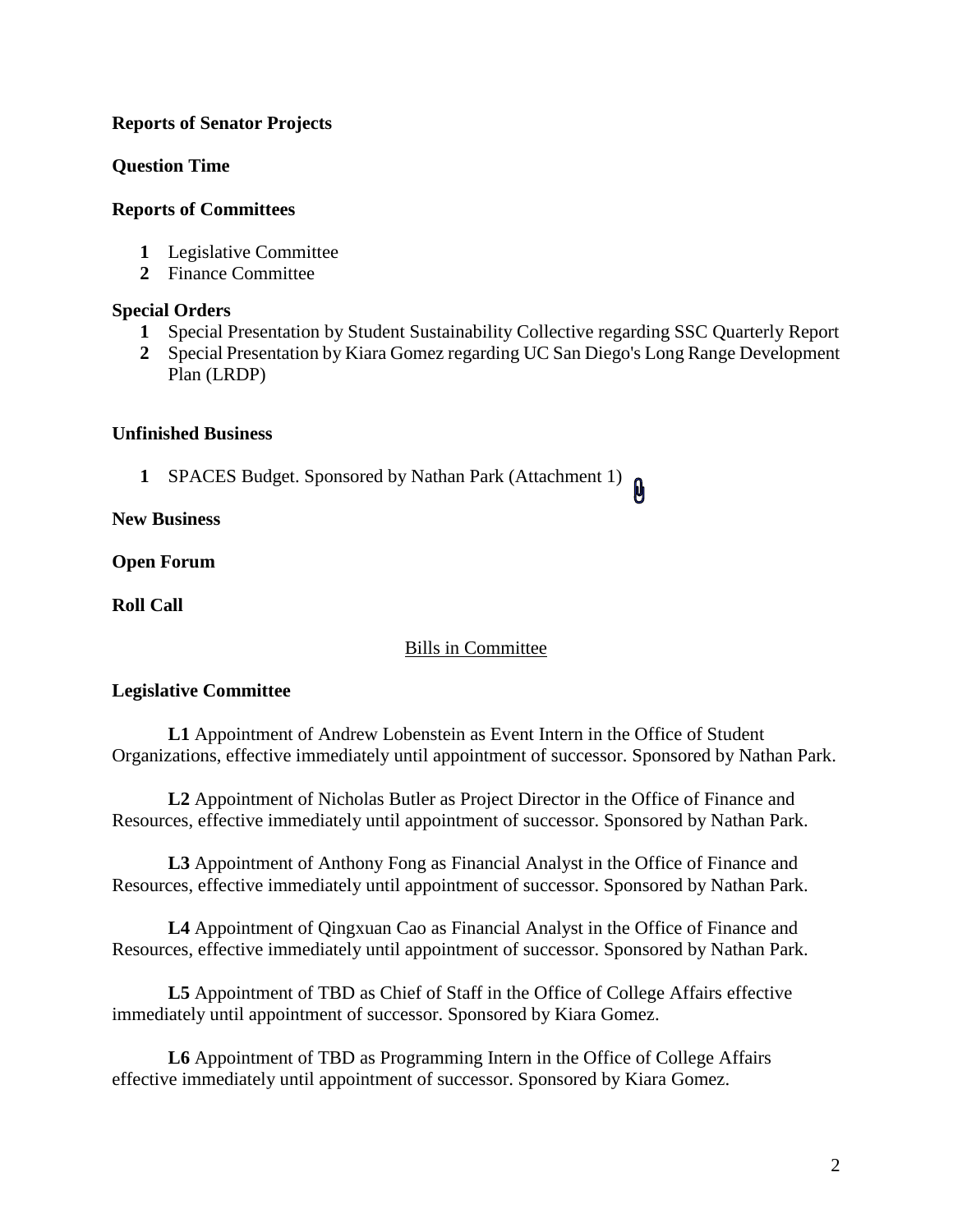**Reports of Senator Projects**

**Question Time**

**Reports of Committees**

1. Legislative Committee
2. Finance Committee

**Special Orders**

1. Special Presentation by Student Sustainability Collective regarding SSC Quarterly Report
2. Special Presentation by Kiara Gomez regarding UC San Diego's Long Range Development Plan (LRDP)

**Unfinished Business**

1. SPACES Budget. Sponsored by Nathan Park (Attachment 1)

**New Business**

**Open Forum**

**Roll Call**

<u>Bills in Committee</u>

**Legislative Committee**

**L1** Appointment of Andrew Lobenstein as Event Intern in the Office of Student Organizations, effective immediately until appointment of successor. Sponsored by Nathan Park.

**L2** Appointment of Nicholas Butler as Project Director in the Office of Finance and Resources, effective immediately until appointment of successor. Sponsored by Nathan Park.

**L3** Appointment of Anthony Fong as Financial Analyst in the Office of Finance and Resources, effective immediately until appointment of successor. Sponsored by Nathan Park.

**L4** Appointment of Qingxuan Cao as Financial Analyst in the Office of Finance and Resources, effective immediately until appointment of successor. Sponsored by Nathan Park.

**L5** Appointment of TBD as Chief of Staff in the Office of College Affairs effective immediately until appointment of successor. Sponsored by Kiara Gomez.

**L6** Appointment of TBD as Programming Intern in the Office of College Affairs effective immediately until appointment of successor. Sponsored by Kiara Gomez.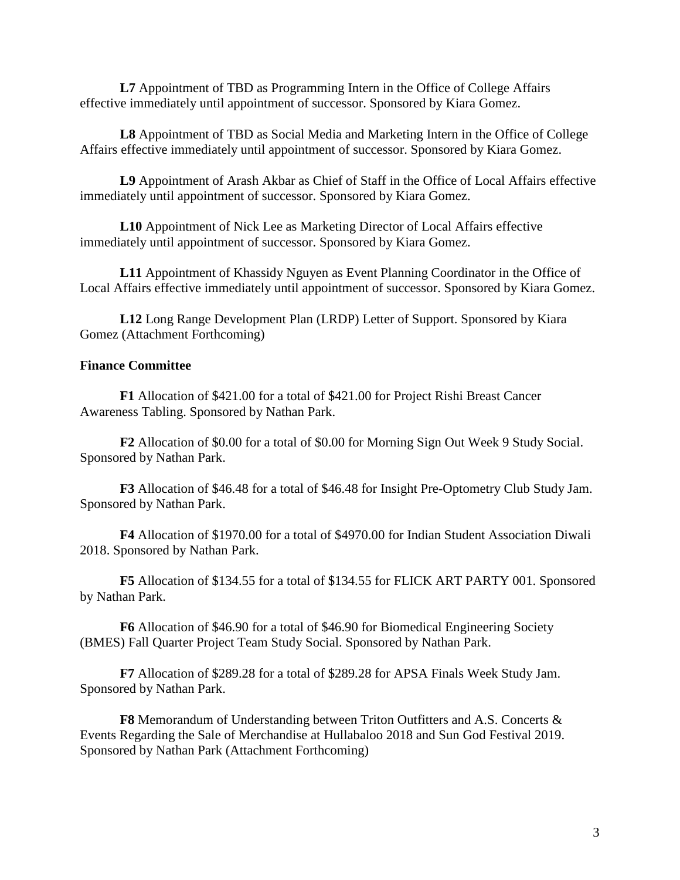**L7** Appointment of TBD as Programming Intern in the Office of College Affairs effective immediately until appointment of successor. Sponsored by Kiara Gomez.

**L8** Appointment of TBD as Social Media and Marketing Intern in the Office of College Affairs effective immediately until appointment of successor. Sponsored by Kiara Gomez.

**L9** Appointment of Arash Akbar as Chief of Staff in the Office of Local Affairs effective immediately until appointment of successor. Sponsored by Kiara Gomez.

**L10** Appointment of Nick Lee as Marketing Director of Local Affairs effective immediately until appointment of successor. Sponsored by Kiara Gomez.

**L11** Appointment of Khassidy Nguyen as Event Planning Coordinator in the Office of Local Affairs effective immediately until appointment of successor. Sponsored by Kiara Gomez.

**L12** Long Range Development Plan (LRDP) Letter of Support. Sponsored by Kiara Gomez (Attachment Forthcoming)

**Finance Committee**

**F1** Allocation of $421.00 for a total of $421.00 for Project Rishi Breast Cancer Awareness Tabling. Sponsored by Nathan Park.

**F2** Allocation of $0.00 for a total of $0.00 for Morning Sign Out Week 9 Study Social. Sponsored by Nathan Park.

**F3** Allocation of $46.48 for a total of $46.48 for Insight Pre-Optometry Club Study Jam. Sponsored by Nathan Park.

**F4** Allocation of $1970.00 for a total of $4970.00 for Indian Student Association Diwali 2018. Sponsored by Nathan Park.

**F5** Allocation of $134.55 for a total of $134.55 for FLICK ART PARTY 001. Sponsored by Nathan Park.

**F6** Allocation of $46.90 for a total of $46.90 for Biomedical Engineering Society (BMES) Fall Quarter Project Team Study Social. Sponsored by Nathan Park.

**F7** Allocation of $289.28 for a total of $289.28 for APSA Finals Week Study Jam. Sponsored by Nathan Park.

**F8** Memorandum of Understanding between Triton Outfitters and A.S. Concerts & Events Regarding the Sale of Merchandise at Hullabaloo 2018 and Sun God Festival 2019. Sponsored by Nathan Park (Attachment Forthcoming)